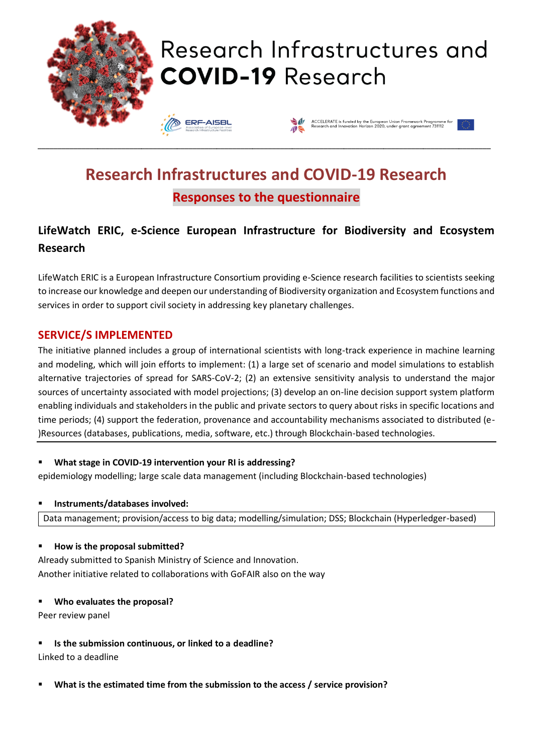# Research Infrastructures and COVID-19 Research

ACCELERATE is funded by the European Union Framework Programme for Research and Innovation Horizon 2020, under grant agreement 731112

## Research Infrastructures and COVID-19 Research

### Responses to the questionnaire

### LifeWatch ERIC, e-Science European Infrastructure for Biodiversity and Ecosystem Research

LifeWatch ERIC is a European Infrastructure Consortium providing e-Science research facilities to scientists seeking to increase our knowledge and deepen our understanding of Biodiversity organization and Ecosystem functions and services in order to support civil society in addressing key planetary challenges.

## SERVICE/S IMPLEMENTED

The initiative planned includes a group of international scientists with long-track experience in machine learning and modeling, which will join efforts to implement: (1) a large set of scenario and model simulations to establish alternative trajectories of spread for SARS-CoV-2; (2) an extensive sensitivity analysis to understand the major sources of uncertainty associated with model projections; (3) develop an on-line decision support system platform enabling individuals and stakeholders in the public and private sectors to query about risks in specific locations and time periods; (4) support the federation, provenance and accountability mechanisms associated to distributed (e-)Resources (databases, publications, media, software, etc.) through Blockchain-based technologies.

- **What stage in COVID-19 intervention your RI is addressing?**

epidemiology modelling; large scale data management (including Blockchain-based technologies)

- **Instruments/databases involved:**

Data management; provision/access to big data; modelling/simulation; DSS; Blockchain (Hyperledger-based)

- **How is the proposal submitted?**

Already submitted to Spanish Ministry of Science and Innovation.
Another initiative related to collaborations with GoFAIR also on the way

- **Who evaluates the proposal?**

Peer review panel

- **Is the submission continuous, or linked to a deadline?**

Linked to a deadline

- **What is the estimated time from the submission to the access / service provision?**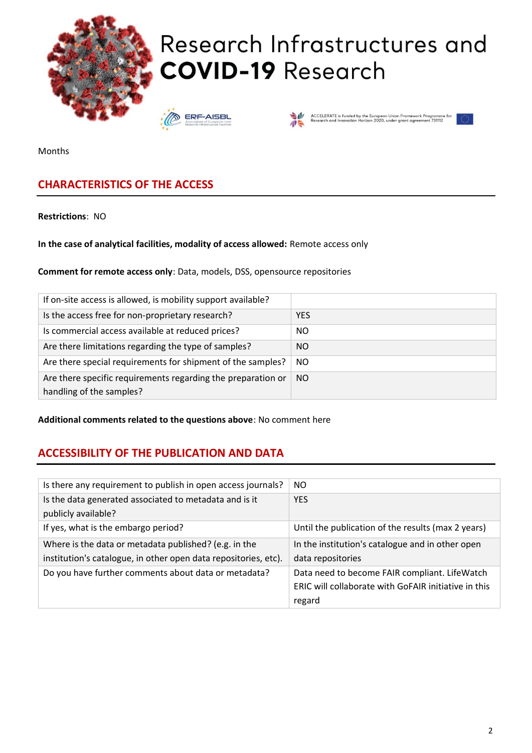Months

## CHARACTERISTICS OF THE ACCESS

**Restrictions**: NO

**In the case of analytical facilities, modality of access allowed:** Remote access only

**Comment for remote access only**: Data, models, DSS, opensource repositories

| | |
|---|---|
| If on-site access is allowed, is mobility support available? | |
| Is the access free for non-proprietary research? | YES |
| Is commercial access available at reduced prices? | NO |
| Are there limitations regarding the type of samples? | NO |
| Are there special requirements for shipment of the samples? | NO |
| Are there specific requirements regarding the preparation or handling of the samples? | NO |

**Additional comments related to the questions above**: No comment here

## ACCESSIBILITY OF THE PUBLICATION AND DATA

| | |
|---|---|
| Is there any requirement to publish in open access journals? | NO |
| Is the data generated associated to metadata and is it publicly available? | YES |
| If yes, what is the embargo period? | Until the publication of the results (max 2 years) |
| Where is the data or metadata published? (e.g. in the institution's catalogue, in other open data repositories, etc). | In the institution's catalogue and in other open data repositories |
| Do you have further comments about data or metadata? | Data need to become FAIR compliant. LifeWatch ERIC will collaborate with GoFAIR initiative in this regard |